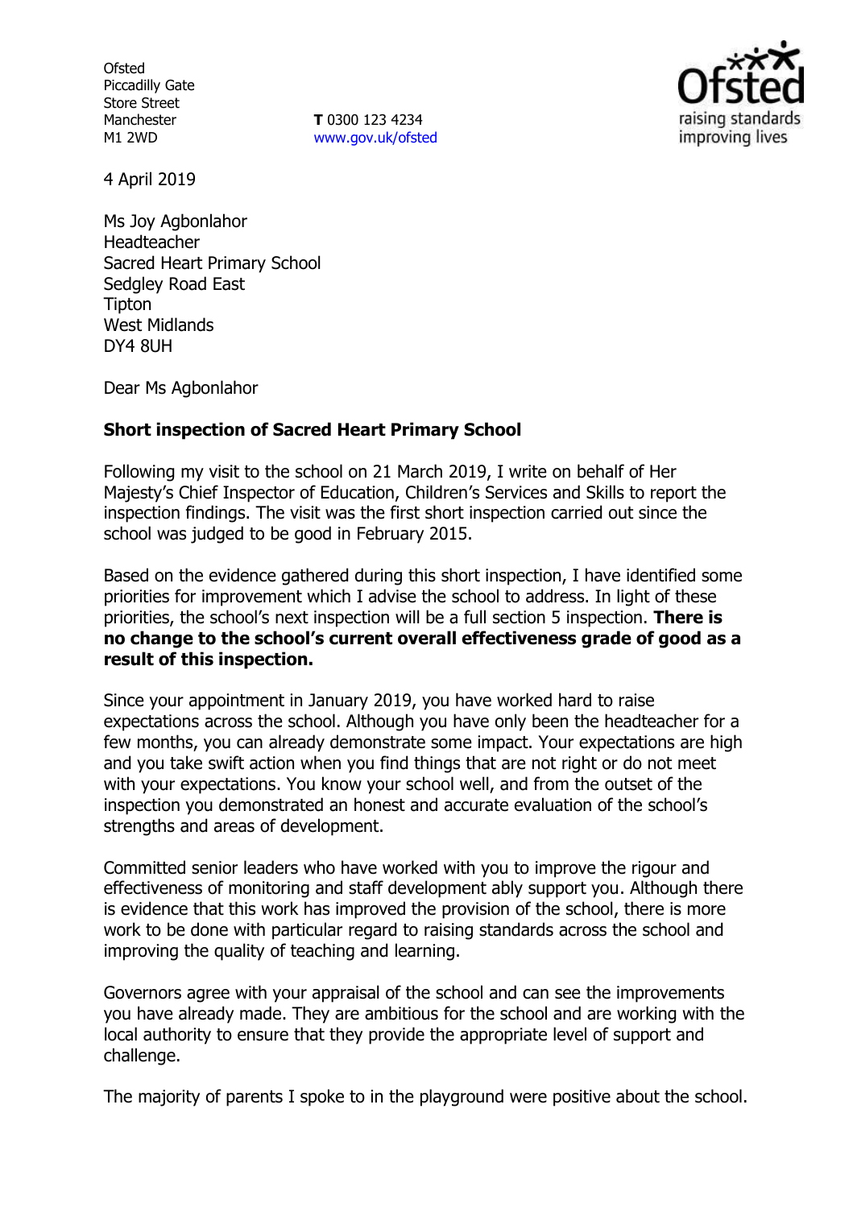Ofsted
Piccadilly Gate
Store Street
Manchester
M1 2WD

**T** 0300 123 4234
www.gov.uk/ofsted

4 April 2019

Ms Joy Agbonlahor
Headteacher
Sacred Heart Primary School
Sedgley Road East
Tipton
West Midlands
DY4 8UH

Dear Ms Agbonlahor

**Short inspection of Sacred Heart Primary School**

Following my visit to the school on 21 March 2019, I write on behalf of Her Majesty's Chief Inspector of Education, Children's Services and Skills to report the inspection findings. The visit was the first short inspection carried out since the school was judged to be good in February 2015.

Based on the evidence gathered during this short inspection, I have identified some priorities for improvement which I advise the school to address. In light of these priorities, the school's next inspection will be a full section 5 inspection. **There is no change to the school's current overall effectiveness grade of good as a result of this inspection.**

Since your appointment in January 2019, you have worked hard to raise expectations across the school. Although you have only been the headteacher for a few months, you can already demonstrate some impact. Your expectations are high and you take swift action when you find things that are not right or do not meet with your expectations. You know your school well, and from the outset of the inspection you demonstrated an honest and accurate evaluation of the school's strengths and areas of development.

Committed senior leaders who have worked with you to improve the rigour and effectiveness of monitoring and staff development ably support you. Although there is evidence that this work has improved the provision of the school, there is more work to be done with particular regard to raising standards across the school and improving the quality of teaching and learning.

Governors agree with your appraisal of the school and can see the improvements you have already made. They are ambitious for the school and are working with the local authority to ensure that they provide the appropriate level of support and challenge.

The majority of parents I spoke to in the playground were positive about the school.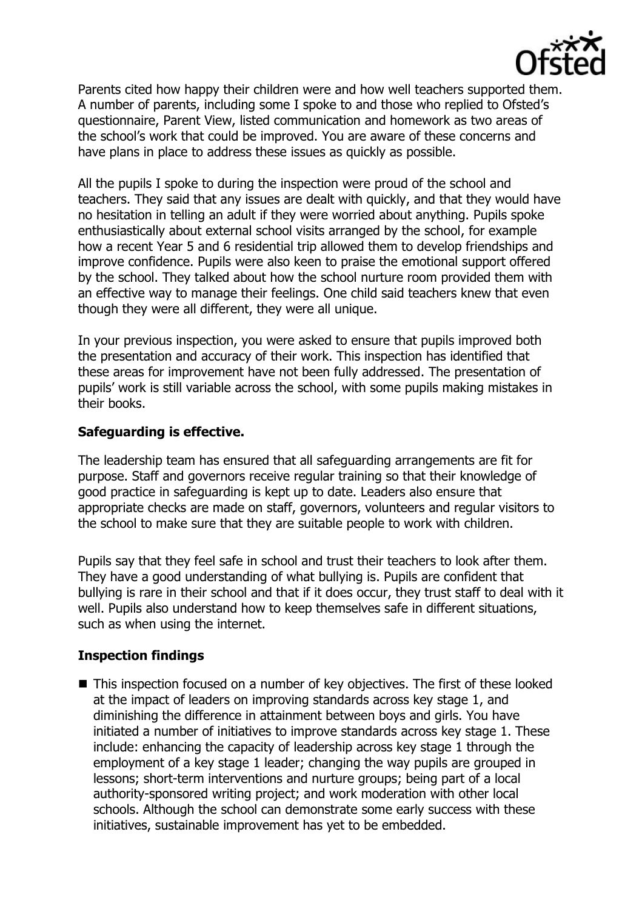Parents cited how happy their children were and how well teachers supported them. A number of parents, including some I spoke to and those who replied to Ofsted's questionnaire, Parent View, listed communication and homework as two areas of the school's work that could be improved. You are aware of these concerns and have plans in place to address these issues as quickly as possible.

All the pupils I spoke to during the inspection were proud of the school and teachers. They said that any issues are dealt with quickly, and that they would have no hesitation in telling an adult if they were worried about anything. Pupils spoke enthusiastically about external school visits arranged by the school, for example how a recent Year 5 and 6 residential trip allowed them to develop friendships and improve confidence. Pupils were also keen to praise the emotional support offered by the school. They talked about how the school nurture room provided them with an effective way to manage their feelings. One child said teachers knew that even though they were all different, they were all unique.

In your previous inspection, you were asked to ensure that pupils improved both the presentation and accuracy of their work. This inspection has identified that these areas for improvement have not been fully addressed. The presentation of pupils' work is still variable across the school, with some pupils making mistakes in their books.

## Safeguarding is effective.

The leadership team has ensured that all safeguarding arrangements are fit for purpose. Staff and governors receive regular training so that their knowledge of good practice in safeguarding is kept up to date. Leaders also ensure that appropriate checks are made on staff, governors, volunteers and regular visitors to the school to make sure that they are suitable people to work with children.

Pupils say that they feel safe in school and trust their teachers to look after them. They have a good understanding of what bullying is. Pupils are confident that bullying is rare in their school and that if it does occur, they trust staff to deal with it well. Pupils also understand how to keep themselves safe in different situations, such as when using the internet.

## Inspection findings

- This inspection focused on a number of key objectives. The first of these looked at the impact of leaders on improving standards across key stage 1, and diminishing the difference in attainment between boys and girls. You have initiated a number of initiatives to improve standards across key stage 1. These include: enhancing the capacity of leadership across key stage 1 through the employment of a key stage 1 leader; changing the way pupils are grouped in lessons; short-term interventions and nurture groups; being part of a local authority-sponsored writing project; and work moderation with other local schools. Although the school can demonstrate some early success with these initiatives, sustainable improvement has yet to be embedded.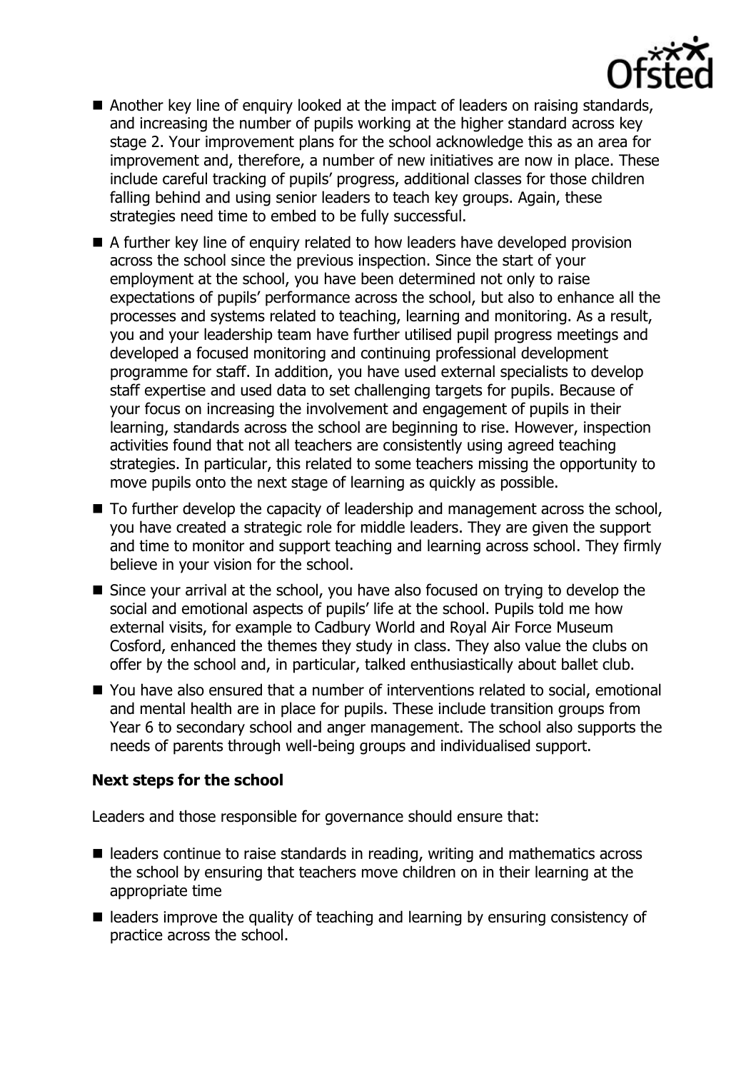- Another key line of enquiry looked at the impact of leaders on raising standards, and increasing the number of pupils working at the higher standard across key stage 2. Your improvement plans for the school acknowledge this as an area for improvement and, therefore, a number of new initiatives are now in place. These include careful tracking of pupils' progress, additional classes for those children falling behind and using senior leaders to teach key groups. Again, these strategies need time to embed to be fully successful.
- A further key line of enquiry related to how leaders have developed provision across the school since the previous inspection. Since the start of your employment at the school, you have been determined not only to raise expectations of pupils' performance across the school, but also to enhance all the processes and systems related to teaching, learning and monitoring. As a result, you and your leadership team have further utilised pupil progress meetings and developed a focused monitoring and continuing professional development programme for staff. In addition, you have used external specialists to develop staff expertise and used data to set challenging targets for pupils. Because of your focus on increasing the involvement and engagement of pupils in their learning, standards across the school are beginning to rise. However, inspection activities found that not all teachers are consistently using agreed teaching strategies. In particular, this related to some teachers missing the opportunity to move pupils onto the next stage of learning as quickly as possible.
- To further develop the capacity of leadership and management across the school, you have created a strategic role for middle leaders. They are given the support and time to monitor and support teaching and learning across school. They firmly believe in your vision for the school.
- Since your arrival at the school, you have also focused on trying to develop the social and emotional aspects of pupils' life at the school. Pupils told me how external visits, for example to Cadbury World and Royal Air Force Museum Cosford, enhanced the themes they study in class. They also value the clubs on offer by the school and, in particular, talked enthusiastically about ballet club.
- You have also ensured that a number of interventions related to social, emotional and mental health are in place for pupils. These include transition groups from Year 6 to secondary school and anger management. The school also supports the needs of parents through well-being groups and individualised support.

**Next steps for the school**

Leaders and those responsible for governance should ensure that:

- leaders continue to raise standards in reading, writing and mathematics across the school by ensuring that teachers move children on in their learning at the appropriate time
- leaders improve the quality of teaching and learning by ensuring consistency of practice across the school.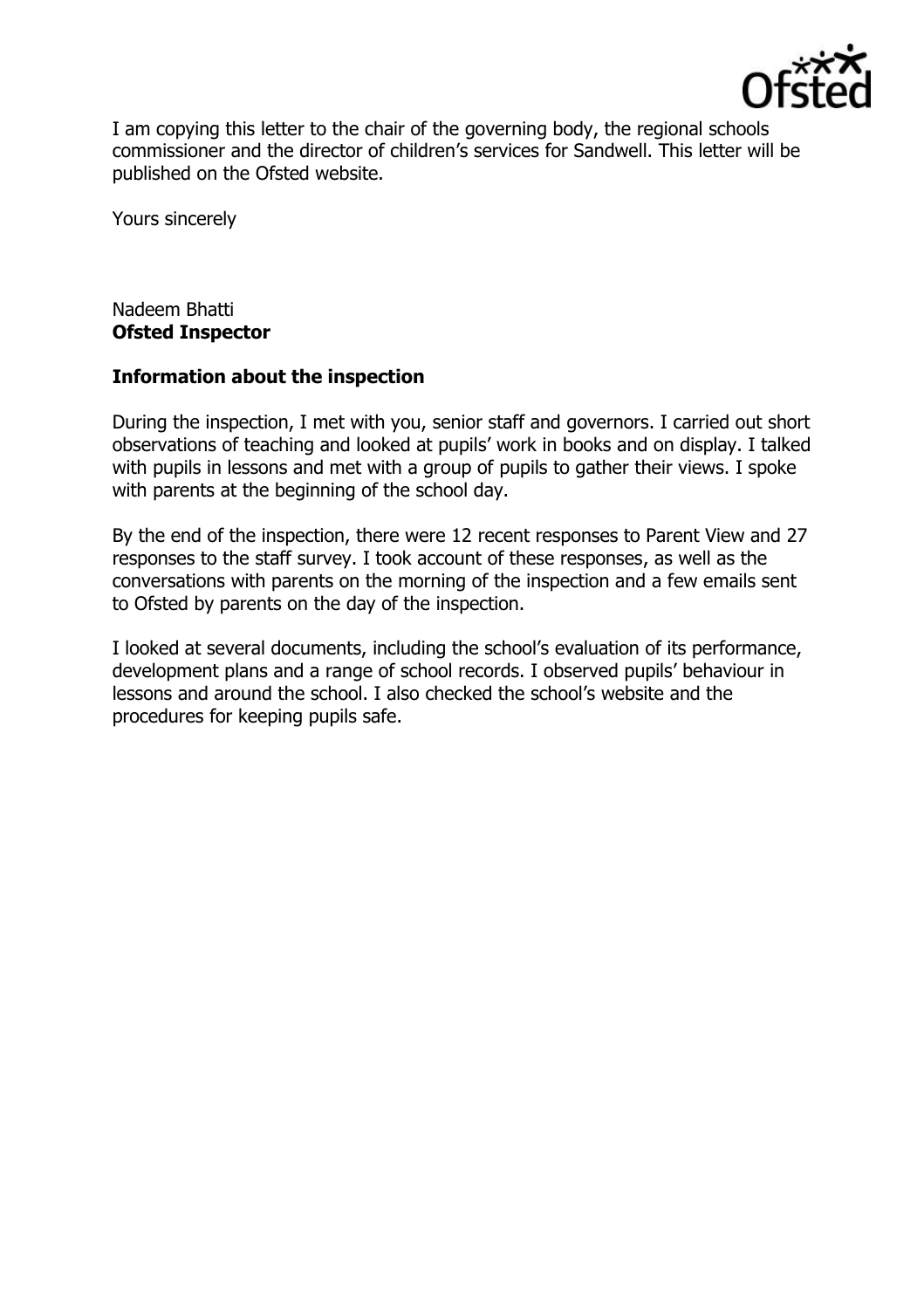I am copying this letter to the chair of the governing body, the regional schools commissioner and the director of children's services for Sandwell. This letter will be published on the Ofsted website.

Yours sincerely

Nadeem Bhatti
**Ofsted Inspector**

### Information about the inspection

During the inspection, I met with you, senior staff and governors. I carried out short observations of teaching and looked at pupils' work in books and on display. I talked with pupils in lessons and met with a group of pupils to gather their views. I spoke with parents at the beginning of the school day.

By the end of the inspection, there were 12 recent responses to Parent View and 27 responses to the staff survey. I took account of these responses, as well as the conversations with parents on the morning of the inspection and a few emails sent to Ofsted by parents on the day of the inspection.

I looked at several documents, including the school's evaluation of its performance, development plans and a range of school records. I observed pupils' behaviour in lessons and around the school. I also checked the school's website and the procedures for keeping pupils safe.